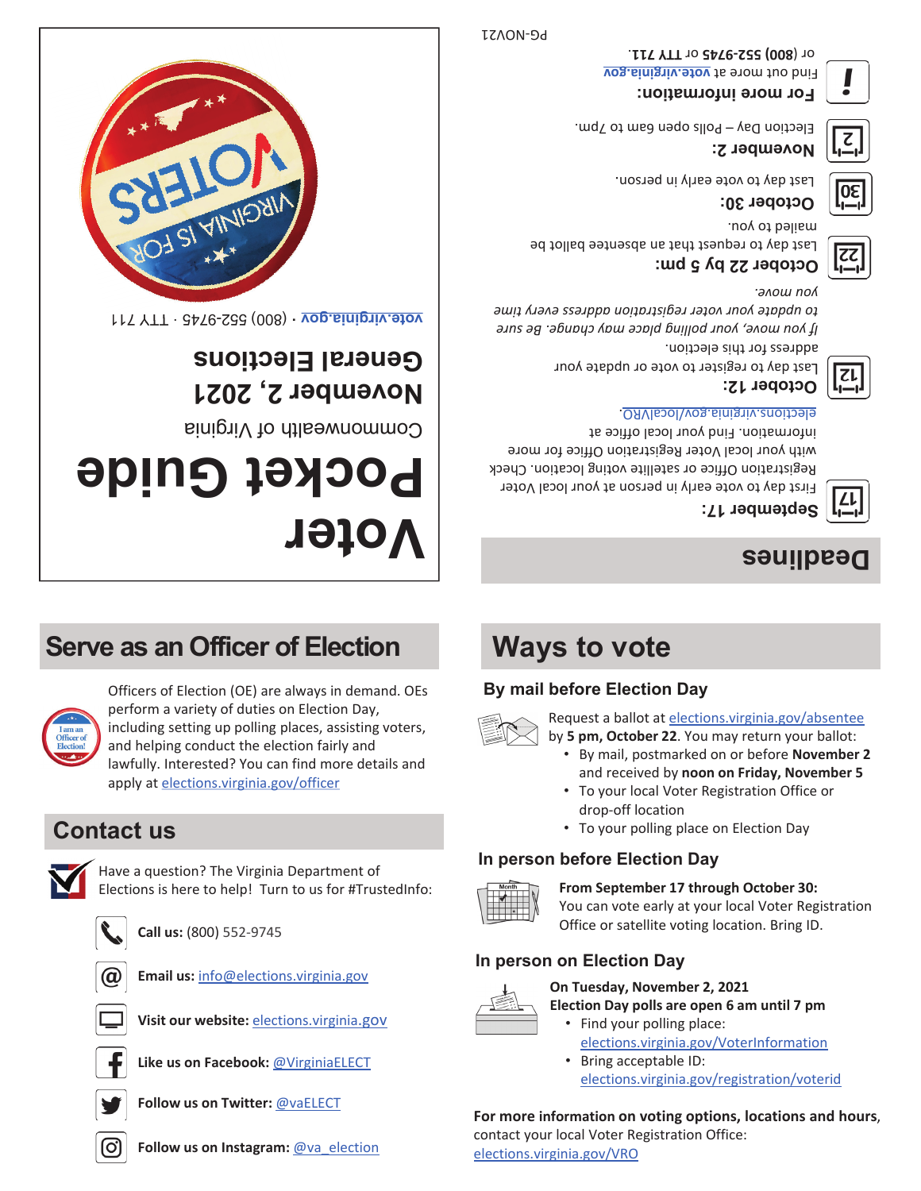# Voter Pocket Guide

Commonwealth of Virginia

## November 2, 2021 General Elections

vote.virginia.gov · (800) 552-9745 · TTY 711

## Deadlines

**September 17:**
First day to vote early in person at your local Voter Registration Office or satellite voting location. Check with your local Voter Registration Office for more information. Find your local office at elections.virginia.gov/localVRO.

**October 12:**
Last day to register to vote or update your address for this election.
*If you move, your polling place may change. Be sure to update your voter registration address every time you move.*

**October 22 by 5 pm:**
Last day to request that an absentee ballot be mailed to you.

**October 30:**
Last day to vote early in person.

**November 2:**
Election Day – Polls open 6am to 7pm.

**For more information:**
Find out more at **vote.virginia.gov** or (800) 552-9745 or TTY 711.

PG-NOV21

## Serve as an Officer of Election

Officers of Election (OE) are always in demand. OEs perform a variety of duties on Election Day, including setting up polling places, assisting voters, and helping conduct the election fairly and lawfully. Interested? You can find more details and apply at elections.virginia.gov/officer

## Contact us

Have a question? The Virginia Department of Elections is here to help! Turn to us for #TrustedInfo:

**Call us:** (800) 552-9745

**Email us:** info@elections.virginia.gov

**Visit our website:** elections.virginia.gov

**Like us on Facebook:** @VirginiaELECT

**Follow us on Twitter:** @vaELECT

**Follow us on Instagram:** @va_election

## Ways to vote

### By mail before Election Day

Request a ballot at elections.virginia.gov/absentee by **5 pm, October 22**. You may return your ballot:

- By mail, postmarked on or before **November 2** and received by **noon on Friday, November 5**
- To your local Voter Registration Office or drop-off location
- To your polling place on Election Day

### In person before Election Day

**From September 17 through October 30:**
You can vote early at your local Voter Registration Office or satellite voting location. Bring ID.

### In person on Election Day

**On Tuesday, November 2, 2021**
**Election Day polls are open 6 am until 7 pm**

- Find your polling place: elections.virginia.gov/VoterInformation
- Bring acceptable ID: elections.virginia.gov/registration/voterid

**For more information on voting options, locations and hours**, contact your local Voter Registration Office: elections.virginia.gov/VRO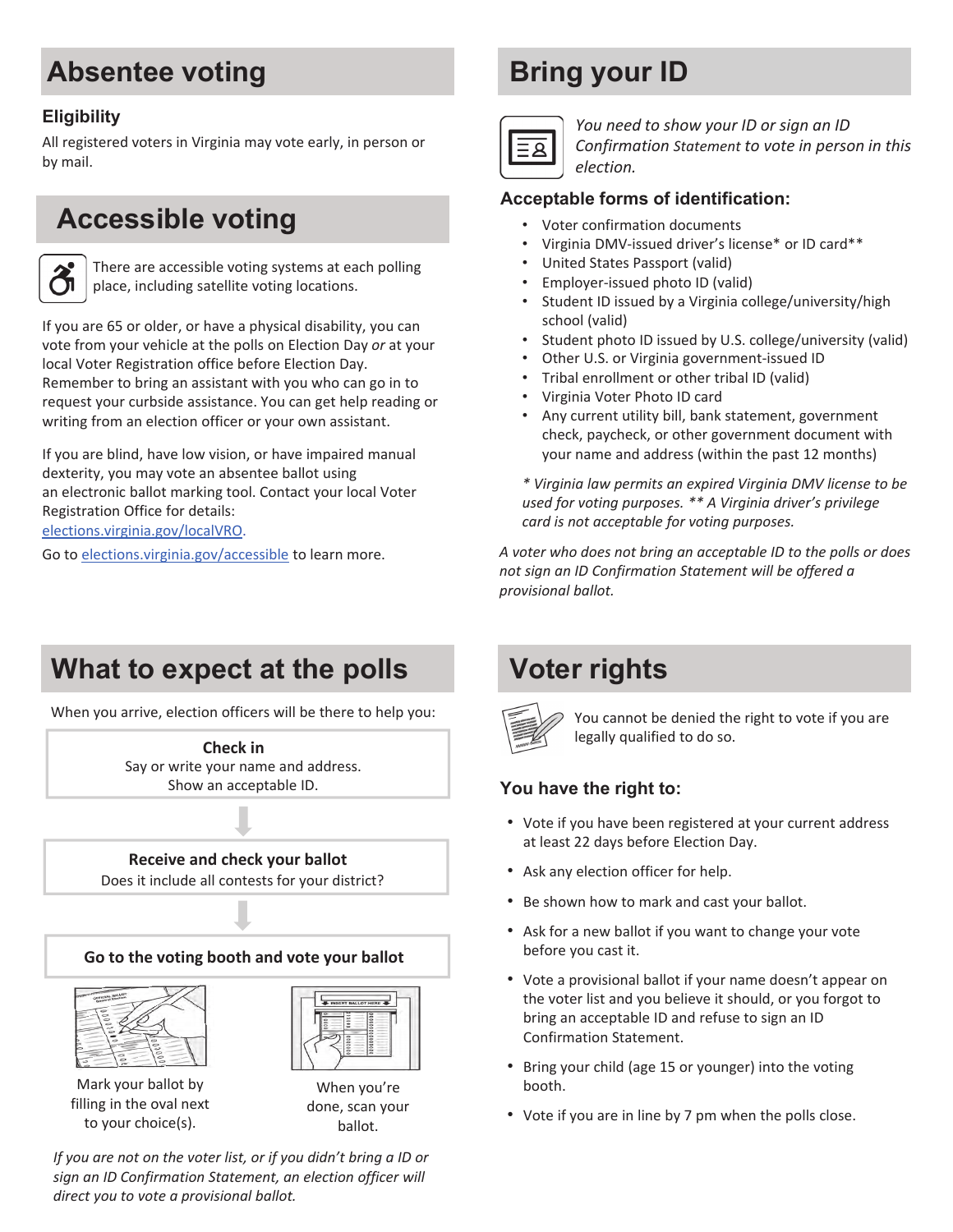## Absentee voting

### Eligibility

All registered voters in Virginia may vote early, in person or by mail.

## Accessible voting

There are accessible voting systems at each polling place, including satellite voting locations.

If you are 65 or older, or have a physical disability, you can vote from your vehicle at the polls on Election Day *or* at your local Voter Registration office before Election Day. Remember to bring an assistant with you who can go in to request your curbside assistance. You can get help reading or writing from an election officer or your own assistant.

If you are blind, have low vision, or have impaired manual dexterity, you may vote an absentee ballot using an electronic ballot marking tool. Contact your local Voter Registration Office for details: elections.virginia.gov/localVRO.

Go to elections.virginia.gov/accessible to learn more.

## Bring your ID

*You need to show your ID or sign an ID Confirmation Statement to vote in person in this election.*

### Acceptable forms of identification:

- Voter confirmation documents
- Virginia DMV-issued driver's license* or ID card**
- United States Passport (valid)
- Employer-issued photo ID (valid)
- Student ID issued by a Virginia college/university/high school (valid)
- Student photo ID issued by U.S. college/university (valid)
- Other U.S. or Virginia government-issued ID
- Tribal enrollment or other tribal ID (valid)
- Virginia Voter Photo ID card
- Any current utility bill, bank statement, government check, paycheck, or other government document with your name and address (within the past 12 months)

*\* Virginia law permits an expired Virginia DMV license to be used for voting purposes. \*\* A Virginia driver's privilege card is not acceptable for voting purposes.*

*A voter who does not bring an acceptable ID to the polls or does not sign an ID Confirmation Statement will be offered a provisional ballot.*

## What to expect at the polls

When you arrive, election officers will be there to help you:

**Check in**
Say or write your name and address.
Show an acceptable ID.

**Receive and check your ballot**
Does it include all contests for your district?

**Go to the voting booth and vote your ballot**

Mark your ballot by filling in the oval next to your choice(s).

When you're done, scan your ballot.

*If you are not on the voter list, or if you didn't bring a ID or sign an ID Confirmation Statement, an election officer will direct you to vote a provisional ballot.*

## Voter rights

You cannot be denied the right to vote if you are legally qualified to do so.

### You have the right to:

- Vote if you have been registered at your current address at least 22 days before Election Day.
- Ask any election officer for help.
- Be shown how to mark and cast your ballot.
- Ask for a new ballot if you want to change your vote before you cast it.
- Vote a provisional ballot if your name doesn't appear on the voter list and you believe it should, or you forgot to bring an acceptable ID and refuse to sign an ID Confirmation Statement.
- Bring your child (age 15 or younger) into the voting booth.
- Vote if you are in line by 7 pm when the polls close.